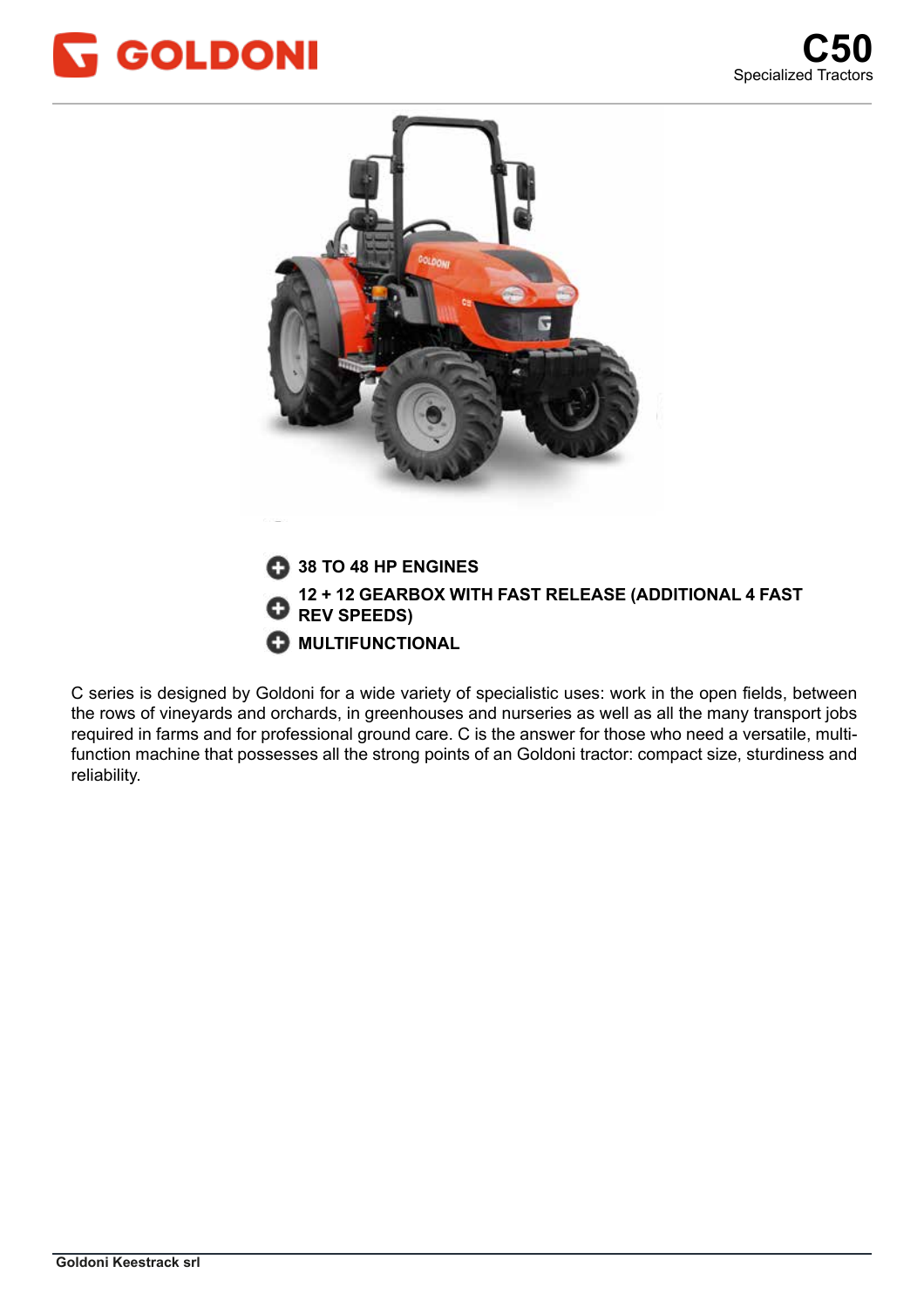# GOLDONI

# C50

Specialized Tractors

- **38 TO 48 HP ENGINES**
- **12 + 12 GEARBOX WITH FAST RELEASE (ADDITIONAL 4 FAST REV SPEEDS)**
- **MULTIFUNCTIONAL**

C series is designed by Goldoni for a wide variety of specialistic uses: work in the open fields, between the rows of vineyards and orchards, in greenhouses and nurseries as well as all the many transport jobs required in farms and for professional ground care. C is the answer for those who need a versatile, multi-function machine that possesses all the strong points of an Goldoni tractor: compact size, sturdiness and reliability.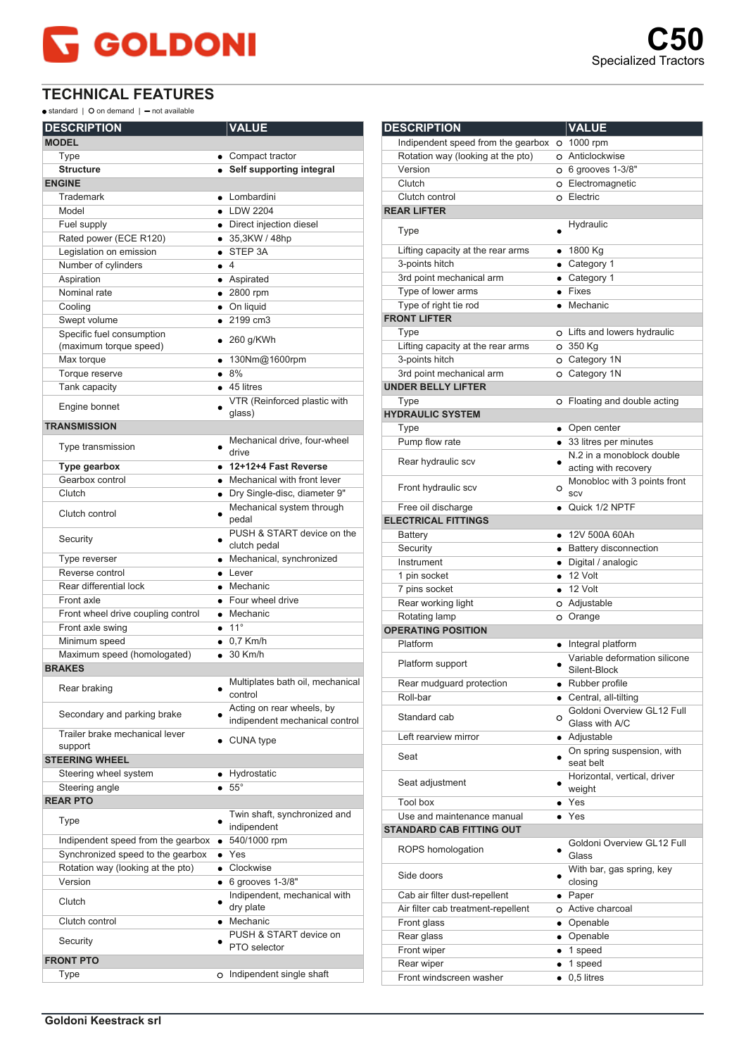# GOLDONI

**C50**
Specialized Tractors

## TECHNICAL FEATURES

● standard | O on demand | — not available

| DESCRIPTION | | VALUE |
|---|---|---|
| **MODEL** | | |
| Type | ● | Compact tractor |
| **Structure** | ● | **Self supporting integral** |
| **ENGINE** | | |
| Trademark | ● | Lombardini |
| Model | ● | LDW 2204 |
| Fuel supply | ● | Direct injection diesel |
| Rated power (ECE R120) | ● | 35,3KW / 48hp |
| Legislation on emission | ● | STEP 3A |
| Number of cylinders | ● | 4 |
| Aspiration | ● | Aspirated |
| Nominal rate | ● | 2800 rpm |
| Cooling | ● | On liquid |
| Swept volume | ● | 2199 cm3 |
| Specific fuel consumption (maximum torque speed) | ● | 260 g/KWh |
| Max torque | ● | 130Nm@1600rpm |
| Torque reserve | ● | 8% |
| Tank capacity | ● | 45 litres |
| Engine bonnet | ● | VTR (Reinforced plastic with glass) |
| **TRANSMISSION** | | |
| Type transmission | ● | Mechanical drive, four-wheel drive |
| **Type gearbox** | ● | **12+12+4 Fast Reverse** |
| Gearbox control | ● | Mechanical with front lever |
| Clutch | ● | Dry Single-disc, diameter 9" |
| Clutch control | ● | Mechanical system through pedal |
| Security | ● | PUSH & START device on the clutch pedal |
| Type reverser | ● | Mechanical, synchronized |
| Reverse control | ● | Lever |
| Rear differential lock | ● | Mechanic |
| Front axle | ● | Four wheel drive |
| Front wheel drive coupling control | ● | Mechanic |
| Front axle swing | ● | 11° |
| Minimum speed | ● | 0,7 Km/h |
| Maximum speed (homologated) | ● | 30 Km/h |
| **BRAKES** | | |
| Rear braking | ● | Multiplates bath oil, mechanical control |
| Secondary and parking brake | ● | Acting on rear wheels, by indipendent mechanical control |
| Trailer brake mechanical lever support | ● | CUNA type |
| **STEERING WHEEL** | | |
| Steering wheel system | ● | Hydrostatic |
| Steering angle | ● | 55° |
| **REAR PTO** | | |
| Type | ● | Twin shaft, synchronized and indipendent |
| Independent speed from the gearbox | ● | 540/1000 rpm |
| Synchronized speed to the gearbox | ● | Yes |
| Rotation way (looking at the pto) | ● | Clockwise |
| Version | ● | 6 grooves 1-3/8" |
| Clutch | ● | Indipendent, mechanical with dry plate |
| Clutch control | ● | Mechanic |
| Security | ● | PUSH & START device on PTO selector |
| **FRONT PTO** | | |
| Type | O | Indipendent single shaft |
| Independent speed from the gearbox | O | 1000 rpm |
| Rotation way (looking at the pto) | O | Anticlockwise |
| Version | O | 6 grooves 1-3/8" |
| Clutch | O | Electromagnetic |
| Clutch control | O | Electric |
| **REAR LIFTER** | | |
| Type | ● | Hydraulic |
| Lifting capacity at the rear arms | ● | 1800 Kg |
| 3-points hitch | ● | Category 1 |
| 3rd point mechanical arm | ● | Category 1 |
| Type of lower arms | ● | Fixes |
| Type of right tie rod | ● | Mechanic |
| **FRONT LIFTER** | | |
| Type | O | Lifts and lowers hydraulic |
| Lifting capacity at the rear arms | O | 350 Kg |
| 3-points hitch | O | Category 1N |
| 3rd point mechanical arm | O | Category 1N |
| **UNDER BELLY LIFTER** | | |
| Type | O | Floating and double acting |
| **HYDRAULIC SYSTEM** | | |
| Type | ● | Open center |
| Pump flow rate | ● | 33 litres per minutes |
| Rear hydraulic scv | ● | N.2 in a monoblock double acting with recovery |
| Front hydraulic scv | O | Monobloc with 3 points front scv |
| Free oil discharge | ● | Quick 1/2 NPTF |
| **ELECTRICAL FITTINGS** | | |
| Battery | ● | 12V 500A 60Ah |
| Security | ● | Battery disconnection |
| Instrument | ● | Digital / analogic |
| 1 pin socket | ● | 12 Volt |
| 7 pins socket | ● | 12 Volt |
| Rear working light | O | Adjustable |
| Rotating lamp | O | Orange |
| **OPERATING POSITION** | | |
| Platform | ● | Integral platform |
| Platform support | ● | Variable deformation silicone Silent-Block |
| Rear mudguard protection | ● | Rubber profile |
| Roll-bar | ● | Central, all-tilting |
| Standard cab | O | Goldoni Overview GL12 Full Glass with A/C |
| Left rearview mirror | ● | Adjustable |
| Seat | ● | On spring suspension, with seat belt |
| Seat adjustment | ● | Horizontal, vertical, driver weight |
| Tool box | ● | Yes |
| Use and maintenance manual | ● | Yes |
| **STANDARD CAB FITTING OUT** | | |
| ROPS homologation | ● | Goldoni Overview GL12 Full Glass |
| Side doors | ● | With bar, gas spring, key closing |
| Cab air filter dust-repellent | ● | Paper |
| Air filter cab treatment-repellent | O | Active charcoal |
| Front glass | ● | Openable |
| Rear glass | ● | Openable |
| Front wiper | ● | 1 speed |
| Rear wiper | ● | 1 speed |
| Front windscreen washer | ● | 0,5 litres |

**Goldoni Keestrack srl**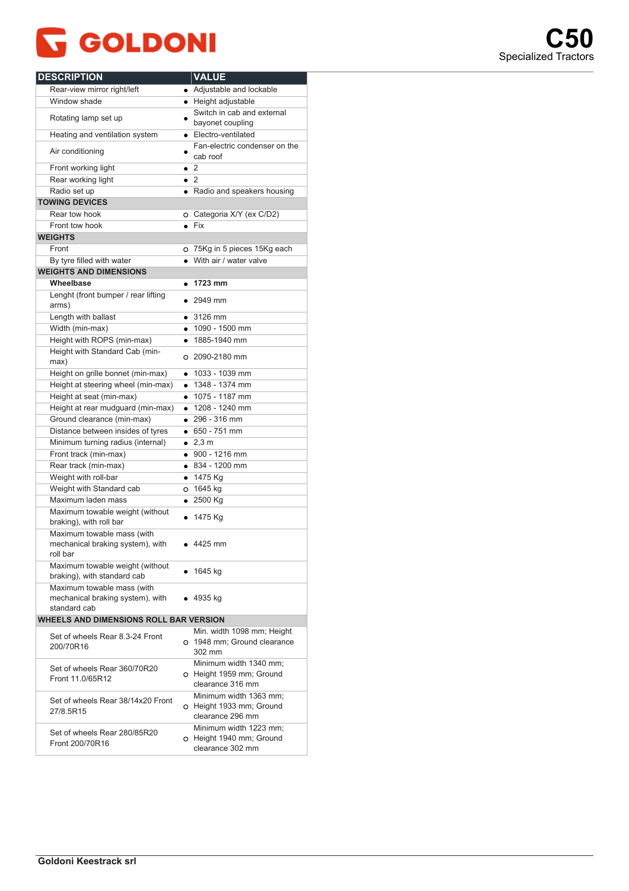| DESCRIPTION | VALUE |
|---|---|
| Rear-view mirror right/left | ● Adjustable and lockable |
| Window shade | ● Height adjustable |
| Rotating lamp set up | ● Switch in cab and external bayonet coupling |
| Heating and ventilation system | ● Electro-ventilated |
| Air conditioning | ● Fan-electric condenser on the cab roof |
| Front working light | ● 2 |
| Rear working light | ● 2 |
| Radio set up | ● Radio and speakers housing |
| **TOWING DEVICES** | |
| Rear tow hook | ○ Categoria X/Y (ex C/D2) |
| Front tow hook | ● Fix |
| **WEIGHTS** | |
| Front | ○ 75Kg in 5 pieces 15Kg each |
| By tyre filled with water | ● With air / water valve |
| **WEIGHTS AND DIMENSIONS** | |
| **Wheelbase** | ● **1723 mm** |
| Lenght (front bumper / rear lifting arms) | ● 2949 mm |
| Length with ballast | ● 3126 mm |
| Width (min-max) | ● 1090 - 1500 mm |
| Height with ROPS (min-max) | ● 1885-1940 mm |
| Height with Standard Cab (min-max) | ○ 2090-2180 mm |
| Height on grille bonnet (min-max) | ● 1033 - 1039 mm |
| Height at steering wheel (min-max) | ● 1348 - 1374 mm |
| Height at seat (min-max) | ● 1075 - 1187 mm |
| Height at rear mudguard (min-max) | ● 1208 - 1240 mm |
| Ground clearance (min-max) | ● 296 - 316 mm |
| Distance between insides of tyres | ● 650 - 751 mm |
| Minimum turning radius (internal) | ● 2,3 m |
| Front track (min-max) | ● 900 - 1216 mm |
| Rear track (min-max) | ● 834 - 1200 mm |
| Weight with roll-bar | ● 1475 Kg |
| Weight with Standard cab | ○ 1645 kg |
| Maximum laden mass | ● 2500 Kg |
| Maximum towable weight (without braking), with roll bar | ● 1475 Kg |
| Maximum towable mass (with mechanical braking system), with roll bar | ● 4425 mm |
| Maximum towable weight (without braking), with standard cab | ● 1645 kg |
| Maximum towable mass (with mechanical braking system), with standard cab | ● 4935 kg |
| **WHEELS AND DIMENSIONS ROLL BAR VERSION** | |
| Set of wheels Rear 8.3-24 Front 200/70R16 | ○ Min. width 1098 mm; Height 1948 mm; Ground clearance 302 mm |
| Set of wheels Rear 360/70R20 Front 11.0/65R12 | ○ Minimum width 1340 mm; Height 1959 mm; Ground clearance 316 mm |
| Set of wheels Rear 38/14x20 Front 27/8.5R15 | ○ Minimum width 1363 mm; Height 1933 mm; Ground clearance 296 mm |
| Set of wheels Rear 280/85R20 Front 200/70R16 | ○ Minimum width 1223 mm; Height 1940 mm; Ground clearance 302 mm |